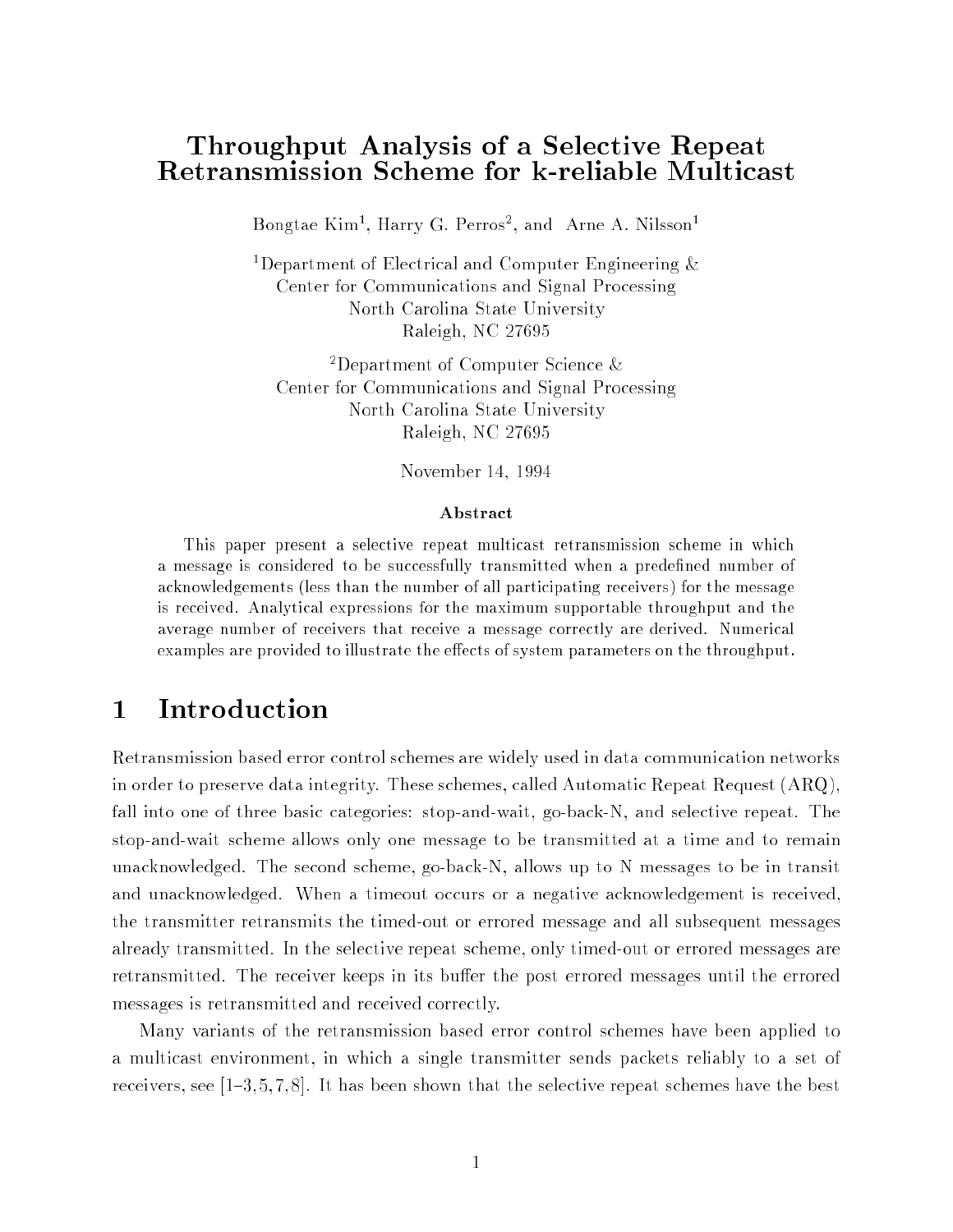# Throughput Analysis of a Selective Repeat Retransmission Scheme for k-reliable Multicast

Bongtae Kim[1], Harry G. Perros[2], and Arne A. Nilsson[1]

[1]Department of Electrical and Computer Engineering &
Center for Communications and Signal Processing
North Carolina State University
Raleigh, NC 27695

[2]Department of Computer Science &
Center for Communications and Signal Processing
North Carolina State University
Raleigh, NC 27695

November 14, 1994

### Abstract

This paper present a selective repeat multicast retransmission scheme in which a message is considered to be successfully transmitted when a predefined number of acknowledgements (less than the number of all participating receivers) for the message is received. Analytical expressions for the maximum supportable throughput and the average number of receivers that receive a message correctly are derived. Numerical examples are provided to illustrate the effects of system parameters on the throughput.

## 1 Introduction

Retransmission based error control schemes are widely used in data communication networks in order to preserve data integrity. These schemes, called Automatic Repeat Request (ARQ), fall into one of three basic categories: stop-and-wait, go-back-N, and selective repeat. The stop-and-wait scheme allows only one message to be transmitted at a time and to remain unacknowledged. The second scheme, go-back-N, allows up to N messages to be in transit and unacknowledged. When a timeout occurs or a negative acknowledgement is received, the transmitter retransmits the timed-out or errored message and all subsequent messages already transmitted. In the selective repeat scheme, only timed-out or errored messages are retransmitted. The receiver keeps in its buffer the post errored messages until the errored messages is retransmitted and received correctly.

Many variants of the retransmission based error control schemes have been applied to a multicast environment, in which a single transmitter sends packets reliably to a set of receivers, see [1–3,5,7,8]. It has been shown that the selective repeat schemes have the best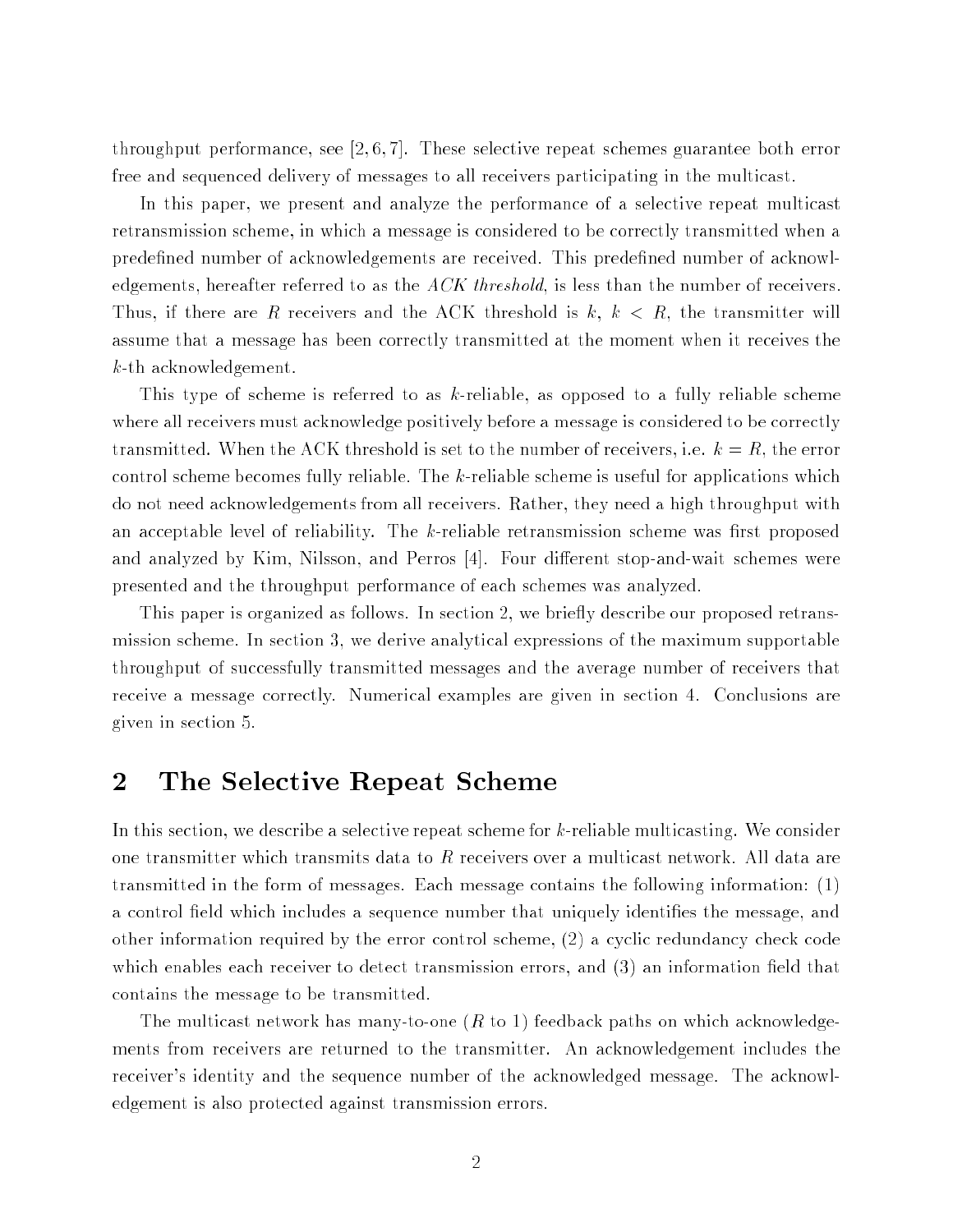throughput performance, see [2, 6, 7]. These selective repeat schemes guarantee both error free and sequenced delivery of messages to all receivers participating in the multicast.

In this paper, we present and analyze the performance of a selective repeat multicast retransmission scheme, in which a message is considered to be correctly transmitted when a predefined number of acknowledgements are received. This predefined number of acknowledgements, hereafter referred to as the *ACK threshold*, is less than the number of receivers. Thus, if there are $R$ receivers and the ACK threshold is $k$, $k < R$, the transmitter will assume that a message has been correctly transmitted at the moment when it receives the $k$-th acknowledgement.

This type of scheme is referred to as $k$-reliable, as opposed to a fully reliable scheme where all receivers must acknowledge positively before a message is considered to be correctly transmitted. When the ACK threshold is set to the number of receivers, i.e. $k = R$, the error control scheme becomes fully reliable. The $k$-reliable scheme is useful for applications which do not need acknowledgements from all receivers. Rather, they need a high throughput with an acceptable level of reliability. The $k$-reliable retransmission scheme was first proposed and analyzed by Kim, Nilsson, and Perros [4]. Four different stop-and-wait schemes were presented and the throughput performance of each schemes was analyzed.

This paper is organized as follows. In section 2, we briefly describe our proposed retransmission scheme. In section 3, we derive analytical expressions of the maximum supportable throughput of successfully transmitted messages and the average number of receivers that receive a message correctly. Numerical examples are given in section 4. Conclusions are given in section 5.

## 2 The Selective Repeat Scheme

In this section, we describe a selective repeat scheme for $k$-reliable multicasting. We consider one transmitter which transmits data to $R$ receivers over a multicast network. All data are transmitted in the form of messages. Each message contains the following information: (1) a control field which includes a sequence number that uniquely identifies the message, and other information required by the error control scheme, (2) a cyclic redundancy check code which enables each receiver to detect transmission errors, and (3) an information field that contains the message to be transmitted.

The multicast network has many-to-one ($R$ to 1) feedback paths on which acknowledgements from receivers are returned to the transmitter. An acknowledgement includes the receiver's identity and the sequence number of the acknowledged message. The acknowledgement is also protected against transmission errors.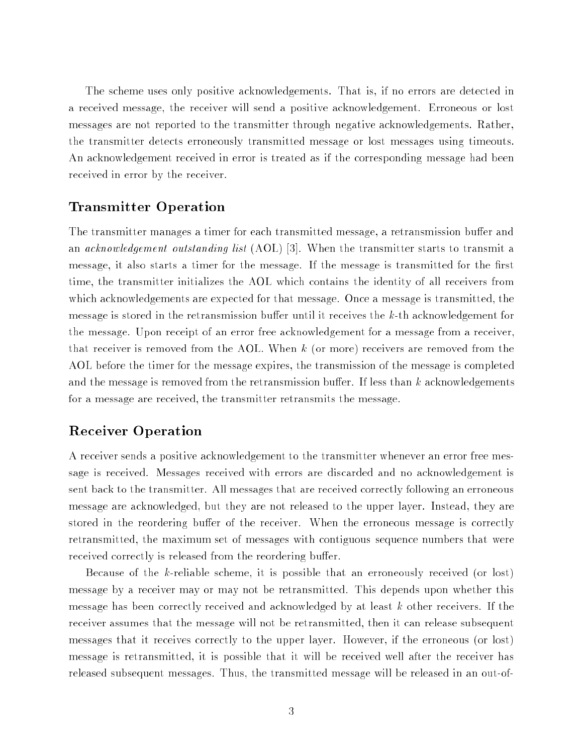The scheme uses only positive acknowledgements. That is, if no errors are detected in a received message, the receiver will send a positive acknowledgement. Erroneous or lost messages are not reported to the transmitter through negative acknowledgements. Rather, the transmitter detects erroneously transmitted message or lost messages using timeouts. An acknowledgement received in error is treated as if the corresponding message had been received in error by the receiver.

## Transmitter Operation

The transmitter manages a timer for each transmitted message, a retransmission buffer and an *acknowledgement outstanding list* (AOL) [3]. When the transmitter starts to transmit a message, it also starts a timer for the message. If the message is transmitted for the first time, the transmitter initializes the AOL which contains the identity of all receivers from which acknowledgements are expected for that message. Once a message is transmitted, the message is stored in the retransmission buffer until it receives the $k$-th acknowledgement for the message. Upon receipt of an error free acknowledgement for a message from a receiver, that receiver is removed from the AOL. When $k$ (or more) receivers are removed from the AOL before the timer for the message expires, the transmission of the message is completed and the message is removed from the retransmission buffer. If less than $k$ acknowledgements for a message are received, the transmitter retransmits the message.

## Receiver Operation

A receiver sends a positive acknowledgement to the transmitter whenever an error free message is received. Messages received with errors are discarded and no acknowledgement is sent back to the transmitter. All messages that are received correctly following an erroneous message are acknowledged, but they are not released to the upper layer. Instead, they are stored in the reordering buffer of the receiver. When the erroneous message is correctly retransmitted, the maximum set of messages with contiguous sequence numbers that were received correctly is released from the reordering buffer.

Because of the $k$-reliable scheme, it is possible that an erroneously received (or lost) message by a receiver may or may not be retransmitted. This depends upon whether this message has been correctly received and acknowledged by at least $k$ other receivers. If the receiver assumes that the message will not be retransmitted, then it can release subsequent messages that it receives correctly to the upper layer. However, if the erroneous (or lost) message is retransmitted, it is possible that it will be received well after the receiver has released subsequent messages. Thus, the transmitted message will be released in an out-of-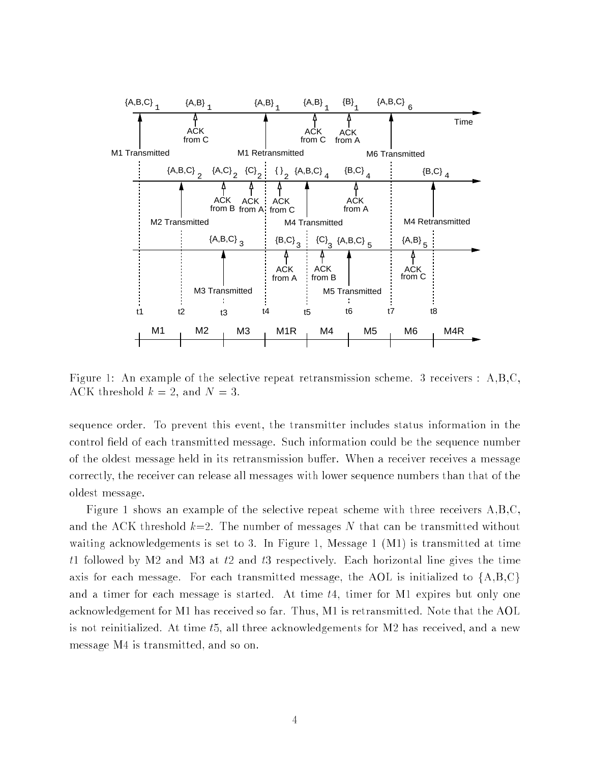Figure 1: An example of the selective repeat retransmission scheme. 3 receivers : A,B,C, ACK threshold $k = 2$, and $N = 3$.

sequence order. To prevent this event, the transmitter includes status information in the control field of each transmitted message. Such information could be the sequence number of the oldest message held in its retransmission buffer. When a receiver receives a message correctly, the receiver can release all messages with lower sequence numbers than that of the oldest message.

Figure 1 shows an example of the selective repeat scheme with three receivers A,B,C, and the ACK threshold $k$=2. The number of messages $N$ that can be transmitted without waiting acknowledgements is set to 3. In Figure 1, Message 1 (M1) is transmitted at time $t1$ followed by M2 and M3 at $t2$ and $t3$ respectively. Each horizontal line gives the time axis for each message. For each transmitted message, the AOL is initialized to {A,B,C} and a timer for each message is started. At time $t4$, timer for M1 expires but only one acknowledgement for M1 has received so far. Thus, M1 is retransmitted. Note that the AOL is not reinitialized. At time $t5$, all three acknowledgements for M2 has received, and a new message M4 is transmitted, and so on.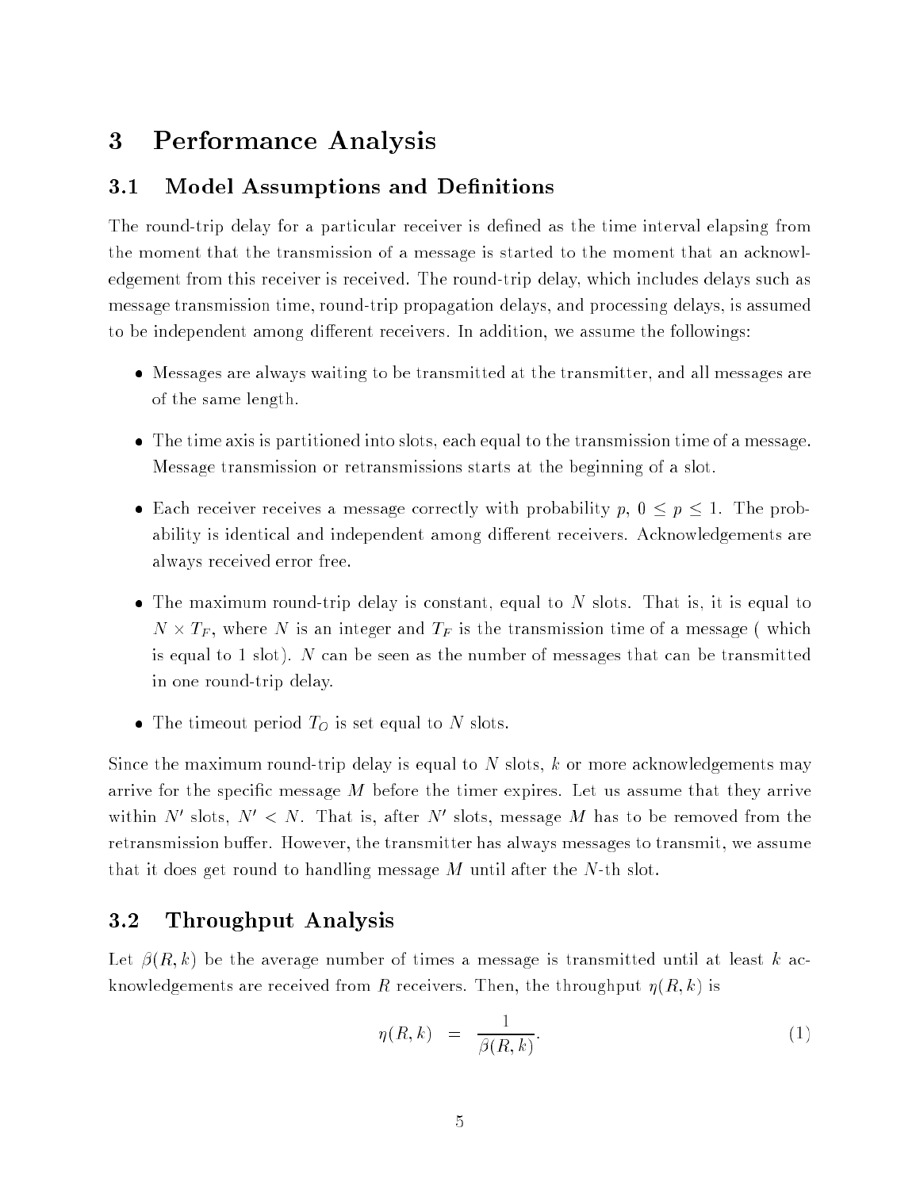# 3 Performance Analysis

## 3.1 Model Assumptions and Definitions

The round-trip delay for a particular receiver is defined as the time interval elapsing from the moment that the transmission of a message is started to the moment that an acknowledgement from this receiver is received. The round-trip delay, which includes delays such as message transmission time, round-trip propagation delays, and processing delays, is assumed to be independent among different receivers. In addition, we assume the followings:

- Messages are always waiting to be transmitted at the transmitter, and all messages are of the same length.
- The time axis is partitioned into slots, each equal to the transmission time of a message. Message transmission or retransmissions starts at the beginning of a slot.
- Each receiver receives a message correctly with probability $p$, $0 \leq p \leq 1$. The probability is identical and independent among different receivers. Acknowledgements are always received error free.
- The maximum round-trip delay is constant, equal to $N$ slots. That is, it is equal to $N \times T_F$, where $N$ is an integer and $T_F$ is the transmission time of a message ( which is equal to 1 slot). $N$ can be seen as the number of messages that can be transmitted in one round-trip delay.
- The timeout period $T_O$ is set equal to $N$ slots.

Since the maximum round-trip delay is equal to $N$ slots, $k$ or more acknowledgements may arrive for the specific message $M$ before the timer expires. Let us assume that they arrive within $N'$ slots, $N' < N$. That is, after $N'$ slots, message $M$ has to be removed from the retransmission buffer. However, the transmitter has always messages to transmit, we assume that it does get round to handling message $M$ until after the $N$-th slot.

## 3.2 Throughput Analysis

Let $\beta(R, k)$ be the average number of times a message is transmitted until at least $k$ acknowledgements are received from $R$ receivers. Then, the throughput $\eta(R, k)$ is

$$\eta(R, k) = \frac{1}{\beta(R, k)}. \quad (1)$$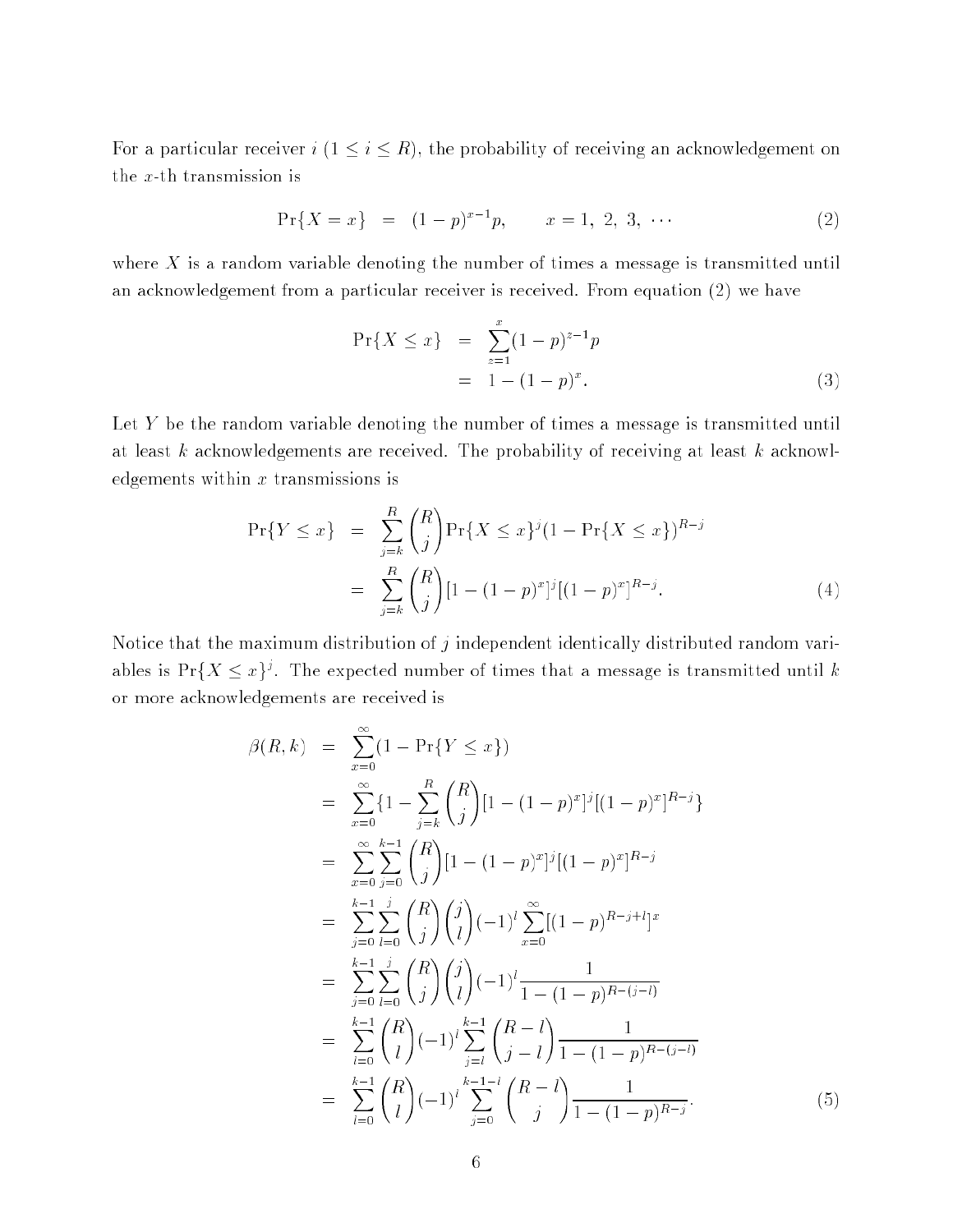For a particular receiver $i$ ($1 \leq i \leq R$), the probability of receiving an acknowledgement on the $x$-th transmission is

$$\Pr\{X = x\} \;=\; (1-p)^{x-1}p, \qquad x = 1,\ 2,\ 3,\ \cdots \tag{2}$$

where $X$ is a random variable denoting the number of times a message is transmitted until an acknowledgement from a particular receiver is received. From equation (2) we have

$$\begin{aligned}
\Pr\{X \leq x\} &= \sum_{z=1}^{x}(1-p)^{z-1}p \\
&= 1 - (1-p)^x.
\end{aligned} \tag{3}$$

Let $Y$ be the random variable denoting the number of times a message is transmitted until at least $k$ acknowledgements are received. The probability of receiving at least $k$ acknowledgements within $x$ transmissions is

$$\begin{aligned}
\Pr\{Y \leq x\} &= \sum_{j=k}^{R}\binom{R}{j}\Pr\{X \leq x\}^j(1-\Pr\{X \leq x\})^{R-j} \\
&= \sum_{j=k}^{R}\binom{R}{j}[1-(1-p)^x]^j[(1-p)^x]^{R-j}.
\end{aligned} \tag{4}$$

Notice that the maximum distribution of $j$ independent identically distributed random variables is $\Pr\{X \leq x\}^j$. The expected number of times that a message is transmitted until $k$ or more acknowledgements are received is

$$\begin{aligned}
\beta(R,k) &= \sum_{x=0}^{\infty}(1-\Pr\{Y \leq x\}) \\
&= \sum_{x=0}^{\infty}\{1-\sum_{j=k}^{R}\binom{R}{j}[1-(1-p)^x]^j[(1-p)^x]^{R-j}\} \\
&= \sum_{x=0}^{\infty}\sum_{j=0}^{k-1}\binom{R}{j}[1-(1-p)^x]^j[(1-p)^x]^{R-j} \\
&= \sum_{j=0}^{k-1}\sum_{l=0}^{j}\binom{R}{j}\binom{j}{l}(-1)^l\sum_{x=0}^{\infty}[(1-p)^{R-j+l}]^x \\
&= \sum_{j=0}^{k-1}\sum_{l=0}^{j}\binom{R}{j}\binom{j}{l}(-1)^l\frac{1}{1-(1-p)^{R-(j-l)}} \\
&= \sum_{l=0}^{k-1}\binom{R}{l}(-1)^l\sum_{j=l}^{k-1}\binom{R-l}{j-l}\frac{1}{1-(1-p)^{R-(j-l)}} \\
&= \sum_{l=0}^{k-1}\binom{R}{l}(-1)^l\sum_{j=0}^{k-1-l}\binom{R-l}{j}\frac{1}{1-(1-p)^{R-j}}.
\end{aligned} \tag{5}$$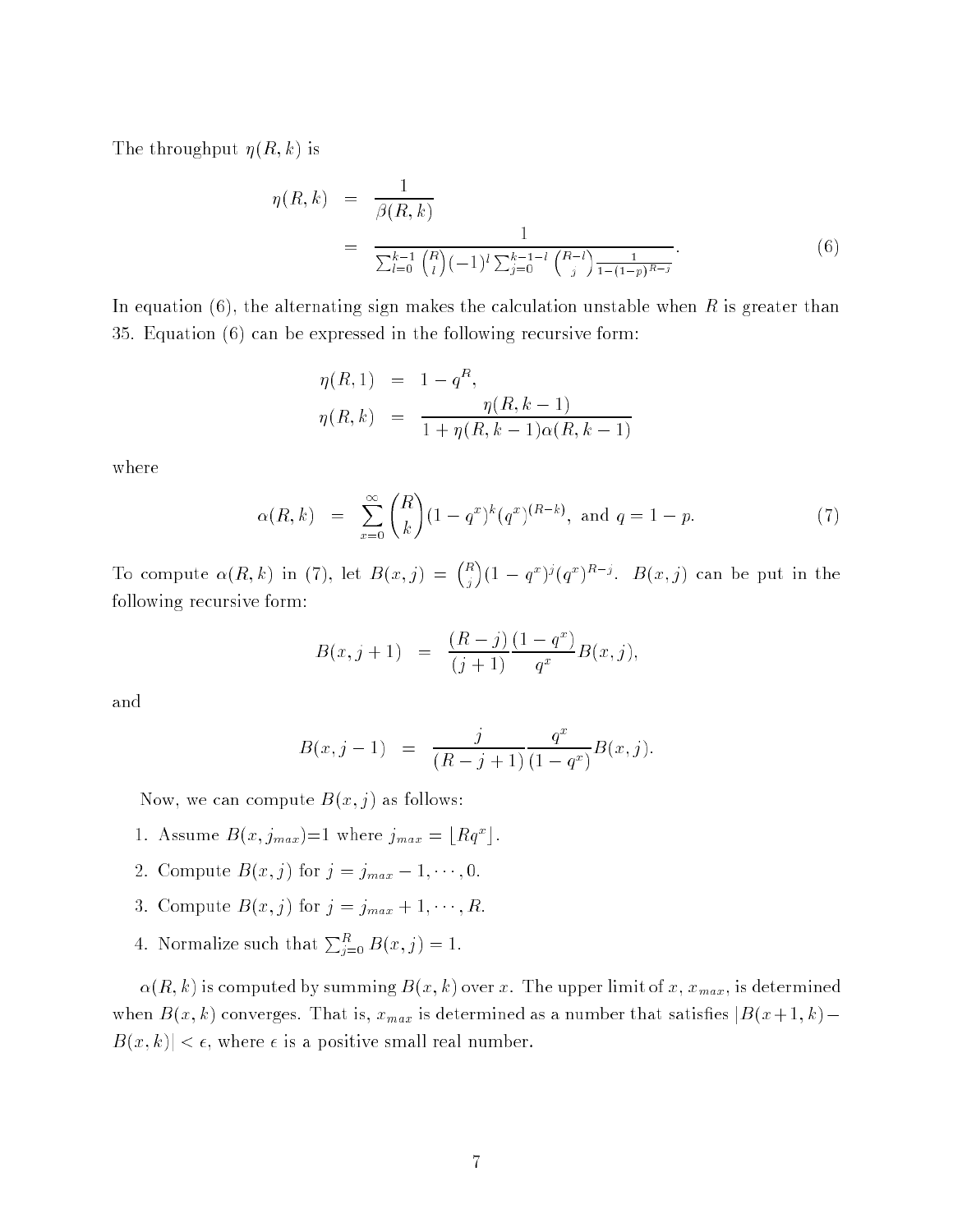The throughput $\eta(R, k)$ is

$$
\begin{aligned}
\eta(R, k) &= \frac{1}{\beta(R, k)} \\
&= \frac{1}{\sum_{l=0}^{k-1} \binom{R}{l} (-1)^l \sum_{j=0}^{k-1-l} \binom{R-l}{j} \frac{1}{1-(1-p)^{R-j}}}. \qquad (6)
\end{aligned}
$$

In equation (6), the alternating sign makes the calculation unstable when $R$ is greater than 35. Equation (6) can be expressed in the following recursive form:

$$
\begin{aligned}
\eta(R, 1) &= 1 - q^R, \\
\eta(R, k) &= \frac{\eta(R, k-1)}{1 + \eta(R, k-1)\alpha(R, k-1)}
\end{aligned}
$$

where

$$
\alpha(R, k) = \sum_{x=0}^{\infty} \binom{R}{k} (1 - q^x)^k (q^x)^{(R-k)}, \text{ and } q = 1 - p. \qquad (7)
$$

To compute $\alpha(R, k)$ in (7), let $B(x, j) = \binom{R}{j}(1 - q^x)^j (q^x)^{R-j}$. $B(x, j)$ can be put in the following recursive form:

$$
B(x, j+1) = \frac{(R-j)}{(j+1)} \frac{(1-q^x)}{q^x} B(x, j),
$$

and

$$
B(x, j-1) = \frac{j}{(R-j+1)} \frac{q^x}{(1-q^x)} B(x, j).
$$

Now, we can compute $B(x, j)$ as follows:

1. Assume $B(x, j_{max})=1$ where $j_{max} = \lfloor Rq^x \rfloor$.
2. Compute $B(x, j)$ for $j = j_{max} - 1, \cdots, 0$.
3. Compute $B(x, j)$ for $j = j_{max} + 1, \cdots, R$.
4. Normalize such that $\sum_{j=0}^{R} B(x, j) = 1$.

$\alpha(R, k)$ is computed by summing $B(x, k)$ over $x$. The upper limit of $x$, $x_{max}$, is determined when $B(x, k)$ converges. That is, $x_{max}$ is determined as a number that satisfies $|B(x+1, k) - B(x, k)| < \epsilon$, where $\epsilon$ is a positive small real number.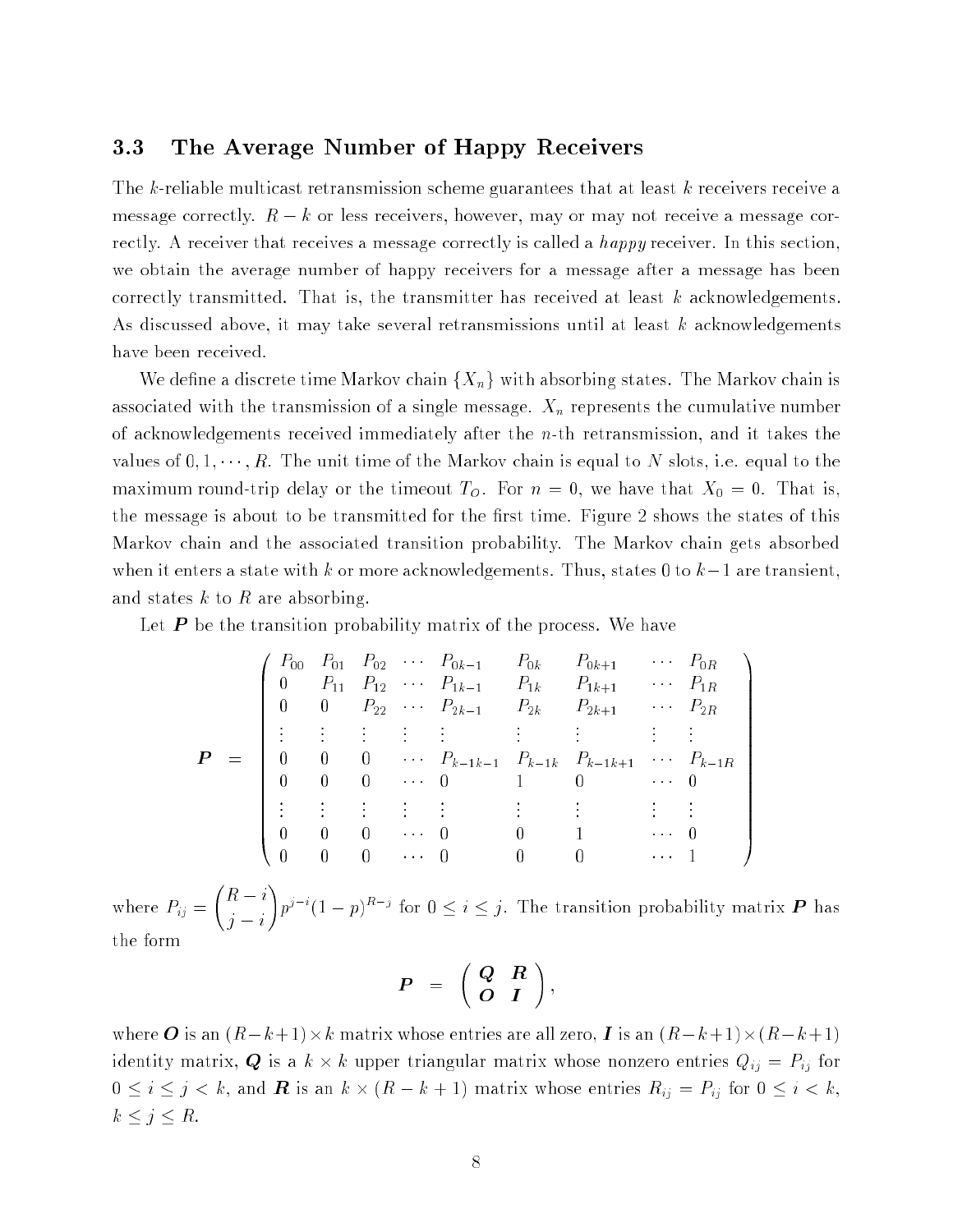### 3.3 The Average Number of Happy Receivers

The $k$-reliable multicast retransmission scheme guarantees that at least $k$ receivers receive a message correctly. $R-k$ or less receivers, however, may or may not receive a message correctly. A receiver that receives a message correctly is called a *happy* receiver. In this section, we obtain the average number of happy receivers for a message after a message has been correctly transmitted. That is, the transmitter has received at least $k$ acknowledgements. As discussed above, it may take several retransmissions until at least $k$ acknowledgements have been received.

We define a discrete time Markov chain $\{X_n\}$ with absorbing states. The Markov chain is associated with the transmission of a single message. $X_n$ represents the cumulative number of acknowledgements received immediately after the $n$-th retransmission, and it takes the values of $0, 1, \cdots, R$. The unit time of the Markov chain is equal to $N$ slots, i.e. equal to the maximum round-trip delay or the timeout $T_O$. For $n = 0$, we have that $X_0 = 0$. That is, the message is about to be transmitted for the first time. Figure 2 shows the states of this Markov chain and the associated transition probability. The Markov chain gets absorbed when it enters a state with $k$ or more acknowledgements. Thus, states 0 to $k-1$ are transient, and states $k$ to $R$ are absorbing.

Let $\boldsymbol{P}$ be the transition probability matrix of the process. We have

$$
\boldsymbol{P} \;=\; \begin{pmatrix}
P_{00} & P_{01} & P_{02} & \cdots & P_{0k-1} & P_{0k} & P_{0k+1} & \cdots & P_{0R} \\
0 & P_{11} & P_{12} & \cdots & P_{1k-1} & P_{1k} & P_{1k+1} & \cdots & P_{1R} \\
0 & 0 & P_{22} & \cdots & P_{2k-1} & P_{2k} & P_{2k+1} & \cdots & P_{2R} \\
\vdots & \vdots & \vdots & \vdots & \vdots & \vdots & \vdots & \vdots & \vdots \\
0 & 0 & 0 & \cdots & P_{k-1k-1} & P_{k-1k} & P_{k-1k+1} & \cdots & P_{k-1R} \\
0 & 0 & 0 & \cdots & 0 & 1 & 0 & \cdots & 0 \\
\vdots & \vdots & \vdots & \vdots & \vdots & \vdots & \vdots & \vdots & \vdots \\
0 & 0 & 0 & \cdots & 0 & 0 & 1 & \cdots & 0 \\
0 & 0 & 0 & \cdots & 0 & 0 & 0 & \cdots & 1
\end{pmatrix}
$$

where $P_{ij} = \binom{R-i}{j-i} p^{j-i}(1-p)^{R-j}$ for $0 \le i \le j$. The transition probability matrix $\boldsymbol{P}$ has the form

$$
\boldsymbol{P} \;=\; \begin{pmatrix} \boldsymbol{Q} & \boldsymbol{R} \\ \boldsymbol{O} & \boldsymbol{I} \end{pmatrix},
$$

where $\boldsymbol{O}$ is an $(R-k+1) \times k$ matrix whose entries are all zero, $\boldsymbol{I}$ is an $(R-k+1) \times (R-k+1)$ identity matrix, $\boldsymbol{Q}$ is a $k \times k$ upper triangular matrix whose nonzero entries $Q_{ij} = P_{ij}$ for $0 \le i \le j < k$, and $\boldsymbol{R}$ is an $k \times (R-k+1)$ matrix whose entries $R_{ij} = P_{ij}$ for $0 \le i < k$, $k \le j \le R$.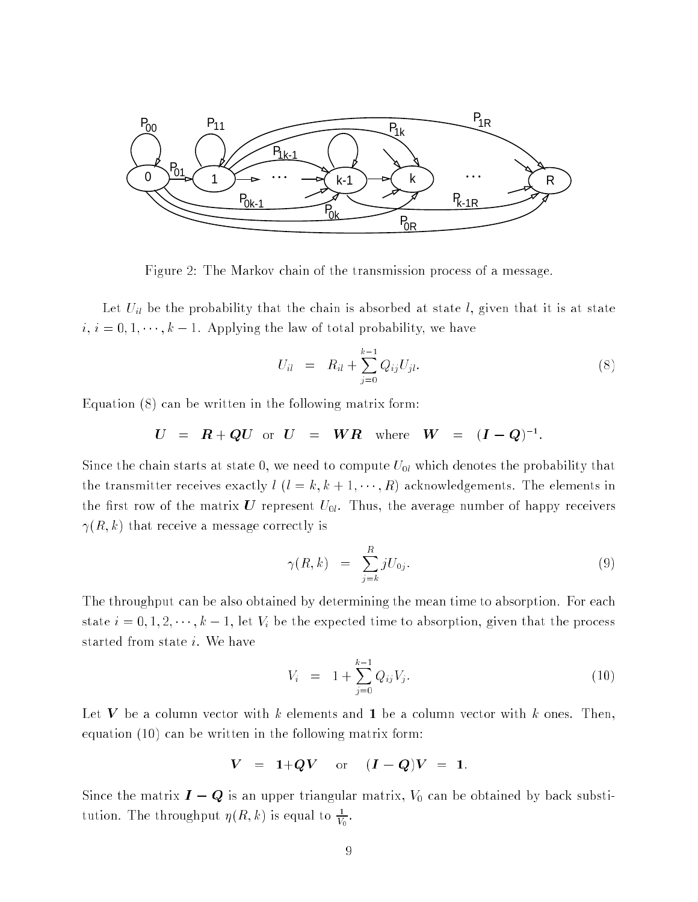Figure 2: The Markov chain of the transmission process of a message.

Let $U_{il}$ be the probability that the chain is absorbed at state $l$, given that it is at state $i$, $i = 0, 1, \cdots, k-1$. Applying the law of total probability, we have

$$U_{il} \;=\; R_{il} + \sum_{j=0}^{k-1} Q_{ij} U_{jl}. \tag{8}$$

Equation (8) can be written in the following matrix form:

$$\boldsymbol{U} \;=\; \boldsymbol{R} + \boldsymbol{Q}\boldsymbol{U} \quad \text{or} \quad \boldsymbol{U} \;=\; \boldsymbol{W}\boldsymbol{R} \quad \text{where} \quad \boldsymbol{W} \;=\; (\boldsymbol{I} - \boldsymbol{Q})^{-1}.$$

Since the chain starts at state 0, we need to compute $U_{0l}$ which denotes the probability that the transmitter receives exactly $l$ ($l = k, k+1, \cdots, R$) acknowledgements. The elements in the first row of the matrix $\boldsymbol{U}$ represent $U_{0l}$. Thus, the average number of happy receivers $\gamma(R, k)$ that receive a message correctly is

$$\gamma(R, k) \;=\; \sum_{j=k}^{R} j U_{0j}. \tag{9}$$

The throughput can be also obtained by determining the mean time to absorption. For each state $i = 0, 1, 2, \cdots, k-1$, let $V_i$ be the expected time to absorption, given that the process started from state $i$. We have

$$V_i \;=\; 1 + \sum_{j=0}^{k-1} Q_{ij} V_j. \tag{10}$$

Let $\boldsymbol{V}$ be a column vector with $k$ elements and $\mathbf{1}$ be a column vector with $k$ ones. Then, equation (10) can be written in the following matrix form:

$$\boldsymbol{V} \;=\; \mathbf{1} + \boldsymbol{Q}\boldsymbol{V} \quad \text{or} \quad (\boldsymbol{I} - \boldsymbol{Q})\boldsymbol{V} \;=\; \mathbf{1}.$$

Since the matrix $\boldsymbol{I} - \boldsymbol{Q}$ is an upper triangular matrix, $V_0$ can be obtained by back substitution. The throughput $\eta(R, k)$ is equal to $\frac{1}{V_0}$.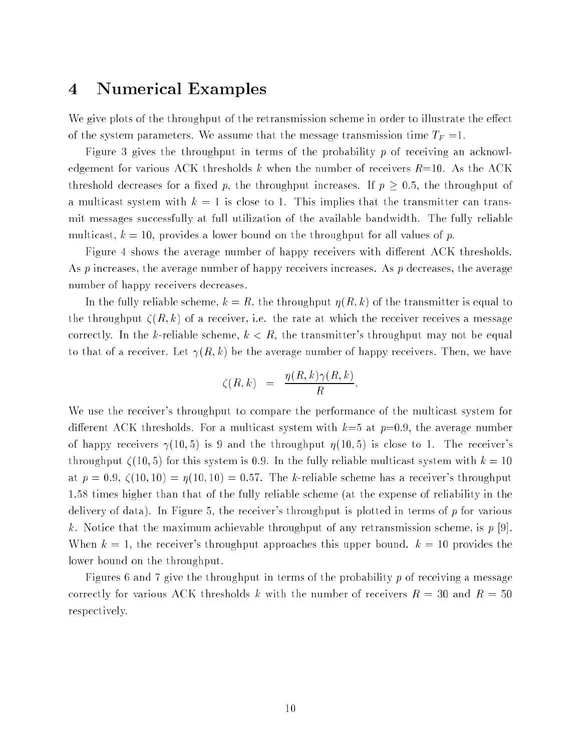# 4 Numerical Examples

We give plots of the throughput of the retransmission scheme in order to illustrate the effect of the system parameters. We assume that the message transmission time $T_F = 1$.

Figure 3 gives the throughput in terms of the probability $p$ of receiving an acknowledgement for various ACK thresholds $k$ when the number of receivers $R$=10. As the ACK threshold decreases for a fixed $p$, the throughput increases. If $p \geq 0.5$, the throughput of a multicast system with $k = 1$ is close to 1. This implies that the transmitter can transmit messages successfully at full utilization of the available bandwidth. The fully reliable multicast, $k = 10$, provides a lower bound on the throughput for all values of $p$.

Figure 4 shows the average number of happy receivers with different ACK thresholds. As $p$ increases, the average number of happy receivers increases. As $p$ decreases, the average number of happy receivers decreases.

In the fully reliable scheme, $k = R$, the throughput $\eta(R, k)$ of the transmitter is equal to the throughput $\zeta(R, k)$ of a receiver, i.e. the rate at which the receiver receives a message correctly. In the $k$-reliable scheme, $k < R$, the transmitter's throughput may not be equal to that of a receiver. Let $\gamma(R, k)$ be the average number of happy receivers. Then, we have

$$\zeta(R, k) = \frac{\eta(R, k)\gamma(R, k)}{R}.$$

We use the receiver's throughput to compare the performance of the multicast system for different ACK thresholds. For a multicast system with $k$=5 at $p$=0.9, the average number of happy receivers $\gamma(10, 5)$ is 9 and the throughput $\eta(10, 5)$ is close to 1. The receiver's throughput $\zeta(10, 5)$ for this system is 0.9. In the fully reliable multicast system with $k = 10$ at $p = 0.9$, $\zeta(10, 10) = \eta(10, 10) = 0.57$. The $k$-reliable scheme has a receiver's throughput 1.58 times higher than that of the fully reliable scheme (at the expense of reliability in the delivery of data). In Figure 5, the receiver's throughput is plotted in terms of $p$ for various $k$. Notice that the maximum achievable throughput of any retransmission scheme, is $p$ [9]. When $k = 1$, the receiver's throughput approaches this upper bound. $k = 10$ provides the lower bound on the throughput.

Figures 6 and 7 give the throughput in terms of the probability $p$ of receiving a message correctly for various ACK thresholds $k$ with the number of receivers $R = 30$ and $R = 50$ respectively.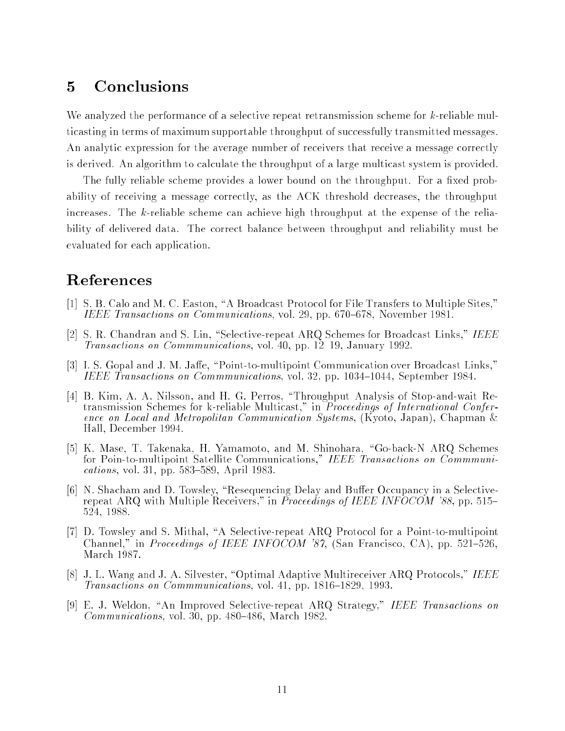# 5 Conclusions

We analyzed the performance of a selective repeat retransmission scheme for $k$-reliable multicasting in terms of maximum supportable throughput of successfully transmitted messages. An analytic expression for the average number of receivers that receive a message correctly is derived. An algorithm to calculate the throughput of a large multicast system is provided.

The fully reliable scheme provides a lower bound on the throughput. For a fixed probability of receiving a message correctly, as the ACK threshold decreases, the throughput increases. The $k$-reliable scheme can achieve high throughput at the expense of the reliability of delivered data. The correct balance between throughput and reliability must be evaluated for each application.

# References

[1] S. B. Calo and M. C. Easton, "A Broadcast Protocol for File Transfers to Multiple Sites," *IEEE Transactions on Communications*, vol. 29, pp. 670–678, November 1981.

[2] S. R. Chandran and S. Lin, "Selective-repeat ARQ Schemes for Broadcast Links," *IEEE Transactions on Commmunications*, vol. 40, pp. 12 19, January 1992.

[3] I. S. Gopal and J. M. Jaffe, "Point-to-multipoint Communication over Broadcast Links," *IEEE Transactions on Commmunications*, vol. 32, pp. 1034–1044, September 1984.

[4] B. Kim, A. A. Nilsson, and H. G. Perros, "Throughput Analysis of Stop-and-wait Retransmission Schemes for k-reliable Multicast," in *Proceedings of International Conference on Local and Metropolitan Communication Systems*, (Kyoto, Japan), Chapman & Hall, December 1994.

[5] K. Mase, T. Takenaka, H. Yamamoto, and M. Shinohara, "Go-back-N ARQ Schemes for Poin-to-multipoint Satellite Communications," *IEEE Transactions on Commmunications*, vol. 31, pp. 583–589, April 1983.

[6] N. Shacham and D. Towsley, "Resequencing Delay and Buffer Occupancy in a Selective-repeat ARQ with Multiple Receivers," in *Proceedings of IEEE INFOCOM '88*, pp. 515–524, 1988.

[7] D. Towsley and S. Mithal, "A Selective-repeat ARQ Protocol for a Point-to-multipoint Channel," in *Proceedings of IEEE INFOCOM '87*, (San Francisco, CA), pp. 521–526, March 1987.

[8] J. L. Wang and J. A. Silvester, "Optimal Adaptive Multireceiver ARQ Protocols," *IEEE Transactions on Commmunications*, vol. 41, pp. 1816–1829, 1993.

[9] E. J. Weldon, "An Improved Selective-repeat ARQ Strategy," *IEEE Transactions on Communications*, vol. 30, pp. 480–486, March 1982.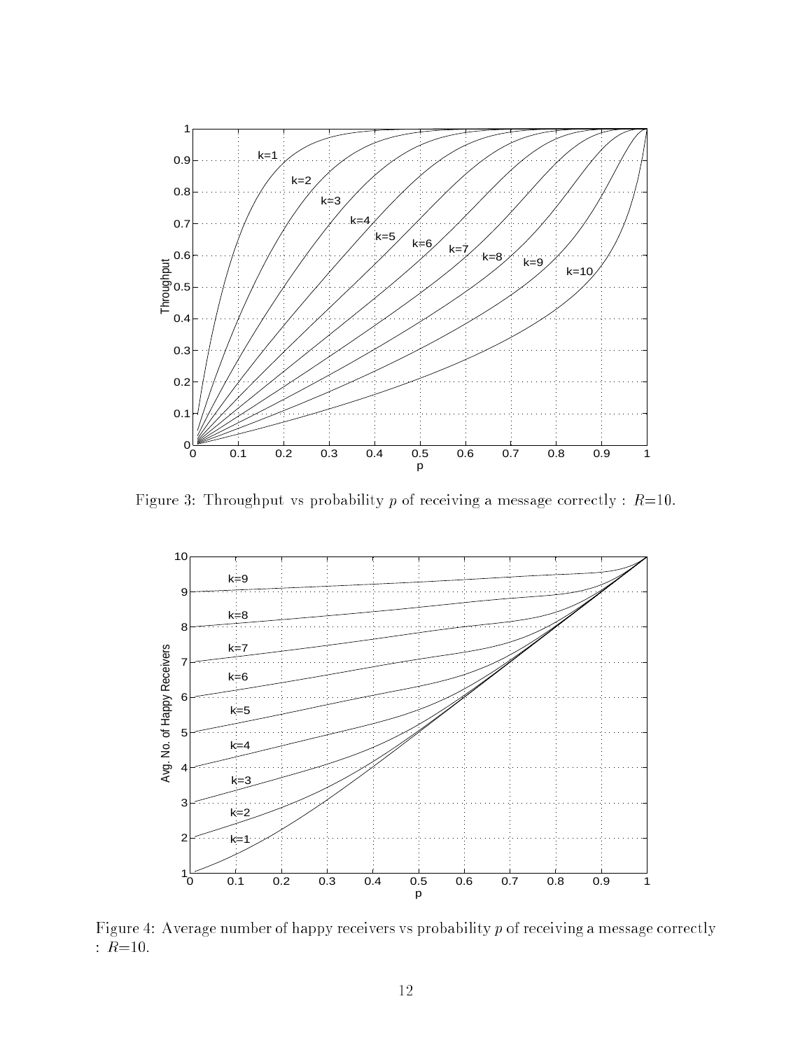Figure 3: Throughput vs probability $p$ of receiving a message correctly : $R$=10.

Figure 4: Average number of happy receivers vs probability $p$ of receiving a message correctly : $R$=10.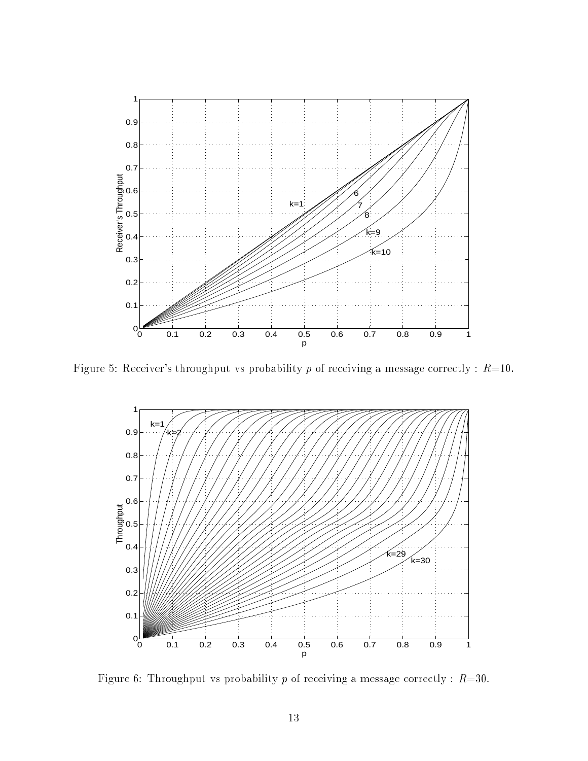Figure 5: Receiver's throughput vs probability $p$ of receiving a message correctly : $R$=10.

Figure 6: Throughput vs probability $p$ of receiving a message correctly : $R$=30.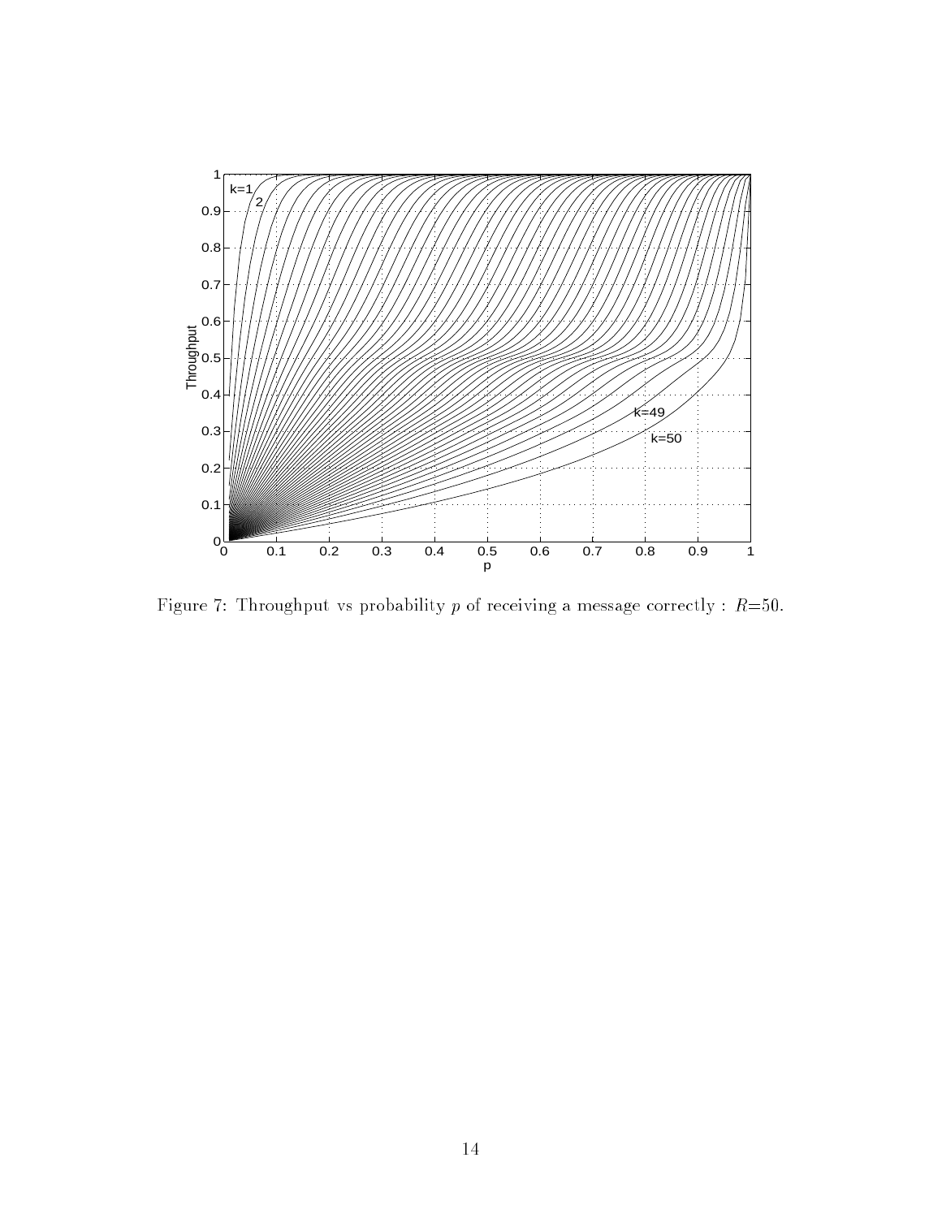Throughput

p

0
0.1
0.2
0.3
0.4
0.5
0.6
0.7
0.8
0.9
1

0
0.1
0.2
0.3
0.4
0.5
0.6
0.7
0.8
0.9
1

k=1

2

k=49

k=50

Figure 7: Throughput vs probability $p$ of receiving a message correctly : $R$=50.